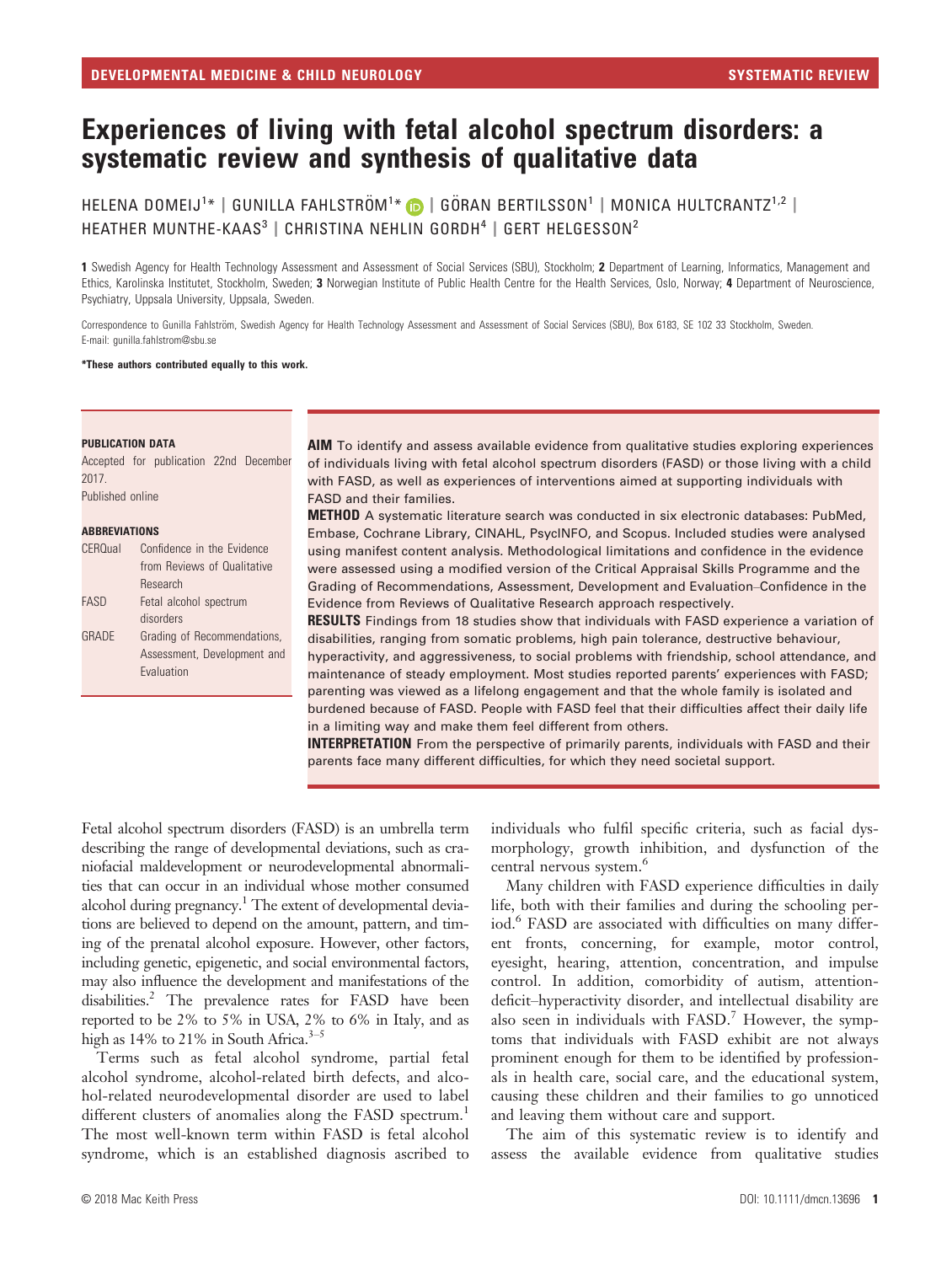# Experiences of living with fetal alcohol spectrum disorders: a systematic review and synthesis of qualitative data

HELENA DOMEIJ[1]* | GUNILLA FAHLSTRÖM[1]* | GÖRAN BERTILSSON[1] | MONICA HULTCRANTZ[1,2] | HEATHER MUNTHE-KAAS[3] | CHRISTINA NEHLIN GORDH[4] | GERT HELGESSON[2]

**1** Swedish Agency for Health Technology Assessment and Assessment of Social Services (SBU), Stockholm; **2** Department of Learning, Informatics, Management and Ethics, Karolinska Institutet, Stockholm, Sweden; **3** Norwegian Institute of Public Health Centre for the Health Services, Oslo, Norway; **4** Department of Neuroscience, Psychiatry, Uppsala University, Uppsala, Sweden.

Correspondence to Gunilla Fahlström, Swedish Agency for Health Technology Assessment and Assessment of Social Services (SBU), Box 6183, SE 102 33 Stockholm, Sweden. E-mail: gunilla.fahlstrom@sbu.se

**\*These authors contributed equally to this work.**

**PUBLICATION DATA**

Accepted for publication 22nd December 2017.

Published online

**ABBREVIATIONS**

| | |
|---|---|
| CERQual | Confidence in the Evidence from Reviews of Qualitative Research |
| FASD | Fetal alcohol spectrum disorders |
| GRADE | Grading of Recommendations, Assessment, Development and Evaluation |

**AIM** To identify and assess available evidence from qualitative studies exploring experiences of individuals living with fetal alcohol spectrum disorders (FASD) or those living with a child with FASD, as well as experiences of interventions aimed at supporting individuals with FASD and their families.

**METHOD** A systematic literature search was conducted in six electronic databases: PubMed, Embase, Cochrane Library, CINAHL, PsycINFO, and Scopus. Included studies were analysed using manifest content analysis. Methodological limitations and confidence in the evidence were assessed using a modified version of the Critical Appraisal Skills Programme and the Grading of Recommendations, Assessment, Development and Evaluation–Confidence in the Evidence from Reviews of Qualitative Research approach respectively.

**RESULTS** Findings from 18 studies show that individuals with FASD experience a variation of disabilities, ranging from somatic problems, high pain tolerance, destructive behaviour, hyperactivity, and aggressiveness, to social problems with friendship, school attendance, and maintenance of steady employment. Most studies reported parents' experiences with FASD; parenting was viewed as a lifelong engagement and that the whole family is isolated and burdened because of FASD. People with FASD feel that their difficulties affect their daily life in a limiting way and make them feel different from others.

**INTERPRETATION** From the perspective of primarily parents, individuals with FASD and their parents face many different difficulties, for which they need societal support.

Fetal alcohol spectrum disorders (FASD) is an umbrella term describing the range of developmental deviations, such as craniofacial maldevelopment or neurodevelopmental abnormalities that can occur in an individual whose mother consumed alcohol during pregnancy.[1] The extent of developmental deviations are believed to depend on the amount, pattern, and timing of the prenatal alcohol exposure. However, other factors, including genetic, epigenetic, and social environmental factors, may also influence the development and manifestations of the disabilities.[2] The prevalence rates for FASD have been reported to be 2% to 5% in USA, 2% to 6% in Italy, and as high as 14% to 21% in South Africa.[3–5]

Terms such as fetal alcohol syndrome, partial fetal alcohol syndrome, alcohol-related birth defects, and alcohol-related neurodevelopmental disorder are used to label different clusters of anomalies along the FASD spectrum.[1] The most well-known term within FASD is fetal alcohol syndrome, which is an established diagnosis ascribed to individuals who fulfil specific criteria, such as facial dysmorphology, growth inhibition, and dysfunction of the central nervous system.[6]

Many children with FASD experience difficulties in daily life, both with their families and during the schooling period.[6] FASD are associated with difficulties on many different fronts, concerning, for example, motor control, eyesight, hearing, attention, concentration, and impulse control. In addition, comorbidity of autism, attention-deficit–hyperactivity disorder, and intellectual disability are also seen in individuals with FASD.[7] However, the symptoms that individuals with FASD exhibit are not always prominent enough for them to be identified by professionals in health care, social care, and the educational system, causing these children and their families to go unnoticed and leaving them without care and support.

The aim of this systematic review is to identify and assess the available evidence from qualitative studies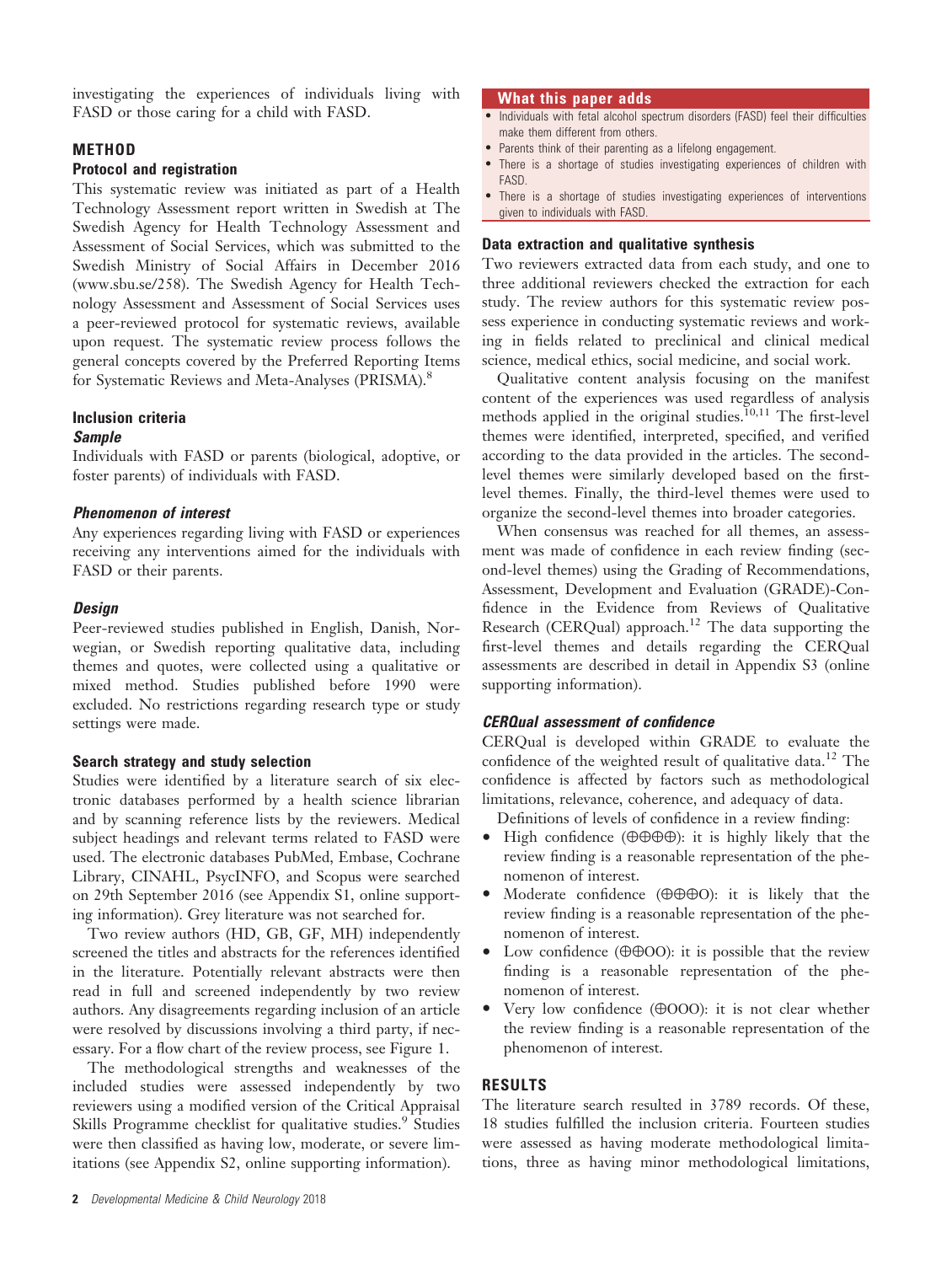investigating the experiences of individuals living with FASD or those caring for a child with FASD.

## METHOD

### Protocol and registration

This systematic review was initiated as part of a Health Technology Assessment report written in Swedish at The Swedish Agency for Health Technology Assessment and Assessment of Social Services, which was submitted to the Swedish Ministry of Social Affairs in December 2016 (www.sbu.se/258). The Swedish Agency for Health Technology Assessment and Assessment of Social Services uses a peer-reviewed protocol for systematic reviews, available upon request. The systematic review process follows the general concepts covered by the Preferred Reporting Items for Systematic Reviews and Meta-Analyses (PRISMA).[8]

### Inclusion criteria

#### *Sample*

Individuals with FASD or parents (biological, adoptive, or foster parents) of individuals with FASD.

#### *Phenomenon of interest*

Any experiences regarding living with FASD or experiences receiving any interventions aimed for the individuals with FASD or their parents.

#### *Design*

Peer-reviewed studies published in English, Danish, Norwegian, or Swedish reporting qualitative data, including themes and quotes, were collected using a qualitative or mixed method. Studies published before 1990 were excluded. No restrictions regarding research type or study settings were made.

### Search strategy and study selection

Studies were identified by a literature search of six electronic databases performed by a health science librarian and by scanning reference lists by the reviewers. Medical subject headings and relevant terms related to FASD were used. The electronic databases PubMed, Embase, Cochrane Library, CINAHL, PsycINFO, and Scopus were searched on 29th September 2016 (see Appendix S1, online supporting information). Grey literature was not searched for.

Two review authors (HD, GB, GF, MH) independently screened the titles and abstracts for the references identified in the literature. Potentially relevant abstracts were then read in full and screened independently by two review authors. Any disagreements regarding inclusion of an article were resolved by discussions involving a third party, if necessary. For a flow chart of the review process, see Figure 1.

The methodological strengths and weaknesses of the included studies were assessed independently by two reviewers using a modified version of the Critical Appraisal Skills Programme checklist for qualitative studies.[9] Studies were then classified as having low, moderate, or severe limitations (see Appendix S2, online supporting information).

**What this paper adds**

- Individuals with fetal alcohol spectrum disorders (FASD) feel their difficulties make them different from others.
- Parents think of their parenting as a lifelong engagement.
- There is a shortage of studies investigating experiences of children with FASD.
- There is a shortage of studies investigating experiences of interventions given to individuals with FASD.

### Data extraction and qualitative synthesis

Two reviewers extracted data from each study, and one to three additional reviewers checked the extraction for each study. The review authors for this systematic review possess experience in conducting systematic reviews and working in fields related to preclinical and clinical medical science, medical ethics, social medicine, and social work.

Qualitative content analysis focusing on the manifest content of the experiences was used regardless of analysis methods applied in the original studies.[10,11] The first-level themes were identified, interpreted, specified, and verified according to the data provided in the articles. The second-level themes were similarly developed based on the first-level themes. Finally, the third-level themes were used to organize the second-level themes into broader categories.

When consensus was reached for all themes, an assessment was made of confidence in each review finding (second-level themes) using the Grading of Recommendations, Assessment, Development and Evaluation (GRADE)-Confidence in the Evidence from Reviews of Qualitative Research (CERQual) approach.[12] The data supporting the first-level themes and details regarding the CERQual assessments are described in detail in Appendix S3 (online supporting information).

#### *CERQual assessment of confidence*

CERQual is developed within GRADE to evaluate the confidence of the weighted result of qualitative data.[12] The confidence is affected by factors such as methodological limitations, relevance, coherence, and adequacy of data.

Definitions of levels of confidence in a review finding:

- High confidence (⊕⊕⊕⊕): it is highly likely that the review finding is a reasonable representation of the phenomenon of interest.
- Moderate confidence (⊕⊕⊕O): it is likely that the review finding is a reasonable representation of the phenomenon of interest.
- Low confidence (⊕⊕OO): it is possible that the review finding is a reasonable representation of the phenomenon of interest.
- Very low confidence (⊕OOO): it is not clear whether the review finding is a reasonable representation of the phenomenon of interest.

## RESULTS

The literature search resulted in 3789 records. Of these, 18 studies fulfilled the inclusion criteria. Fourteen studies were assessed as having moderate methodological limitations, three as having minor methodological limitations,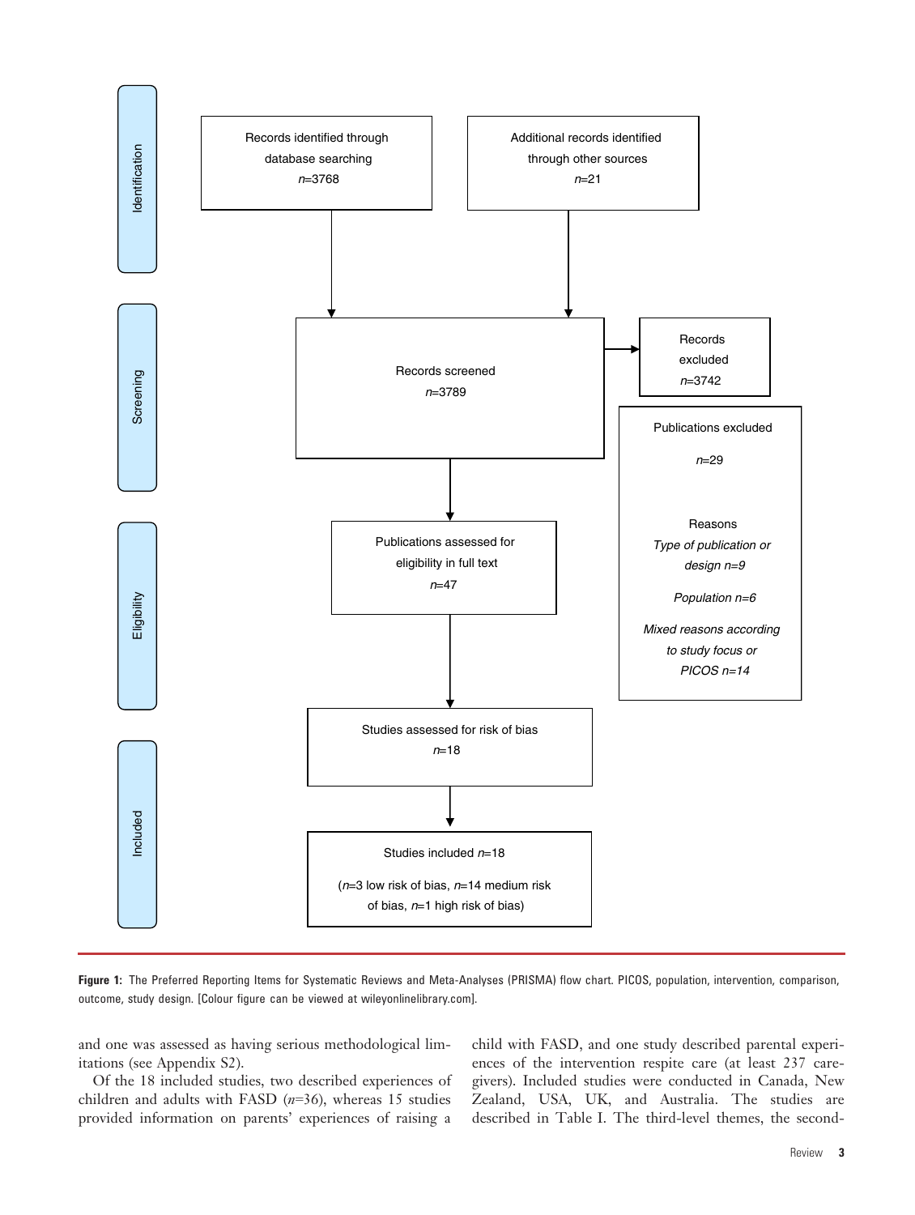Identification

Records identified through database searching
*n*=3768

Additional records identified through other sources
*n*=21

Screening

Records screened
*n*=3789

Records excluded
*n*=3742

Publications excluded

*n*=29

Reasons
*Type of publication or design n=9*

*Population n=6*

*Mixed reasons according to study focus or PICOS n=14*

Eligibility

Publications assessed for eligibility in full text
*n*=47

Studies assessed for risk of bias
*n*=18

Included

Studies included *n*=18

(*n*=3 low risk of bias, *n*=14 medium risk of bias, *n*=1 high risk of bias)

**Figure 1:** The Preferred Reporting Items for Systematic Reviews and Meta-Analyses (PRISMA) flow chart. PICOS, population, intervention, comparison, outcome, study design. [Colour figure can be viewed at wileyonlinelibrary.com].

and one was assessed as having serious methodological limitations (see Appendix S2).

Of the 18 included studies, two described experiences of children and adults with FASD (*n*=36), whereas 15 studies provided information on parents' experiences of raising a child with FASD, and one study described parental experiences of the intervention respite care (at least 237 caregivers). Included studies were conducted in Canada, New Zealand, USA, UK, and Australia. The studies are described in Table I. The third-level themes, the second-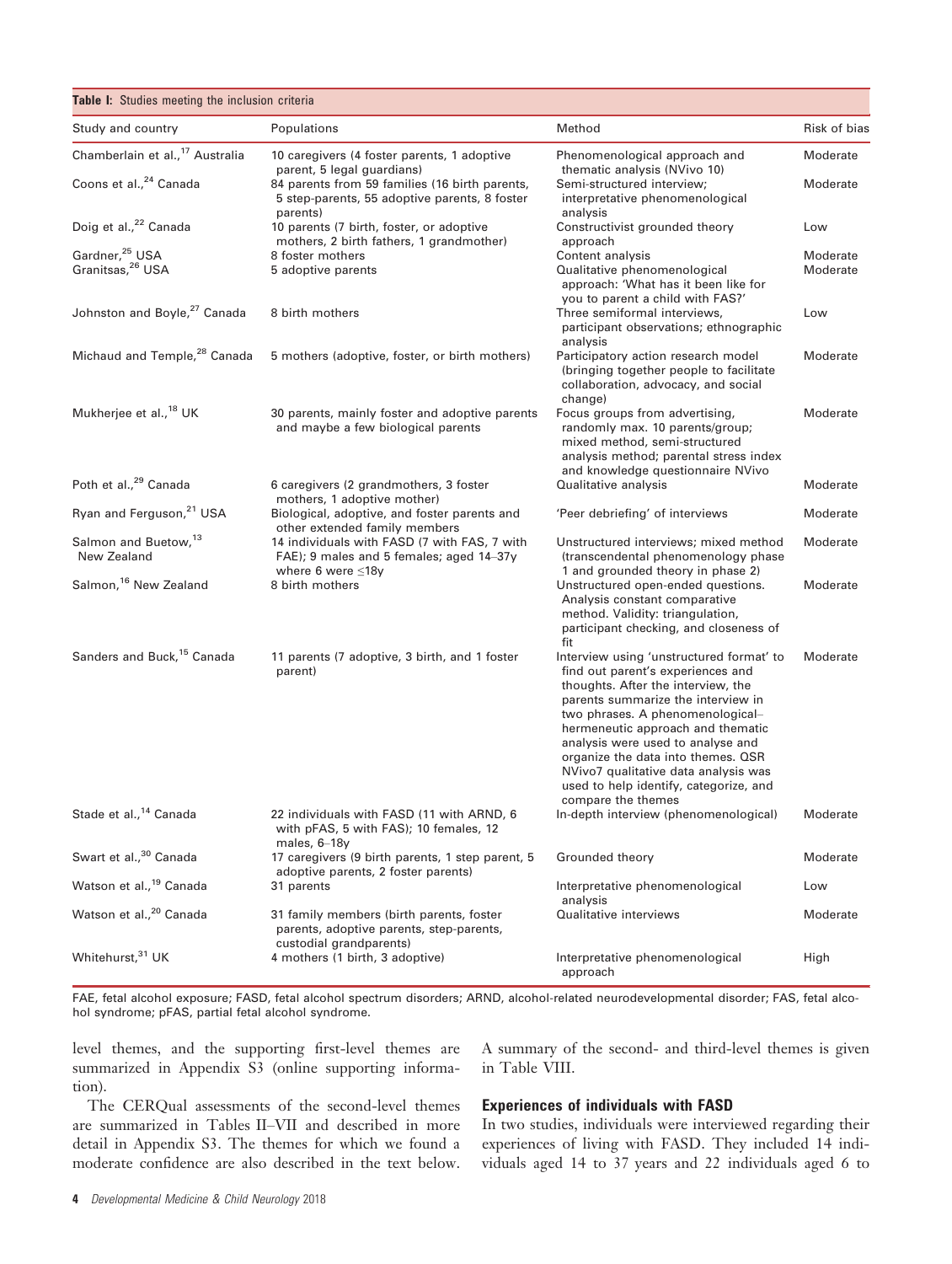**Table I:** Studies meeting the inclusion criteria

| Study and country | Populations | Method | Risk of bias |
|---|---|---|---|
| Chamberlain et al.,[17] Australia | 10 caregivers (4 foster parents, 1 adoptive parent, 5 legal guardians) | Phenomenological approach and thematic analysis (NVivo 10) | Moderate |
| Coons et al.,[24] Canada | 84 parents from 59 families (16 birth parents, 5 step-parents, 55 adoptive parents, 8 foster parents) | Semi-structured interview; interpretative phenomenological analysis | Moderate |
| Doig et al.,[22] Canada | 10 parents (7 birth, foster, or adoptive mothers, 2 birth fathers, 1 grandmother) | Constructivist grounded theory approach | Low |
| Gardner,[25] USA | 8 foster mothers | Content analysis | Moderate |
| Granitsas,[26] USA | 5 adoptive parents | Qualitative phenomenological approach: 'What has it been like for you to parent a child with FAS?' | Moderate |
| Johnston and Boyle,[27] Canada | 8 birth mothers | Three semiformal interviews, participant observations; ethnographic analysis | Low |
| Michaud and Temple,[28] Canada | 5 mothers (adoptive, foster, or birth mothers) | Participatory action research model (bringing together people to facilitate collaboration, advocacy, and social change) | Moderate |
| Mukherjee et al.,[18] UK | 30 parents, mainly foster and adoptive parents and maybe a few biological parents | Focus groups from advertising, randomly max. 10 parents/group; mixed method, semi-structured analysis method; parental stress index and knowledge questionnaire NVivo | Moderate |
| Poth et al.,[29] Canada | 6 caregivers (2 grandmothers, 3 foster mothers, 1 adoptive mother) | Qualitative analysis | Moderate |
| Ryan and Ferguson,[21] USA | Biological, adoptive, and foster parents and other extended family members | 'Peer debriefing' of interviews | Moderate |
| Salmon and Buetow,[13] New Zealand | 14 individuals with FASD (7 with FAS, 7 with FAE); 9 males and 5 females; aged 14–37y where 6 were ≤18y | Unstructured interviews; mixed method (transcendental phenomenology phase 1 and grounded theory in phase 2) | Moderate |
| Salmon,[16] New Zealand | 8 birth mothers | Unstructured open-ended questions. Analysis constant comparative method. Validity: triangulation, participant checking, and closeness of fit | Moderate |
| Sanders and Buck,[15] Canada | 11 parents (7 adoptive, 3 birth, and 1 foster parent) | Interview using 'unstructured format' to find out parent's experiences and thoughts. After the interview, the parents summarize the interview in two phrases. A phenomenological–hermeneutic approach and thematic analysis were used to analyse and organize the data into themes. QSR NVivo7 qualitative data analysis was used to help identify, categorize, and compare the themes | Moderate |
| Stade et al.,[14] Canada | 22 individuals with FASD (11 with ARND, 6 with pFAS, 5 with FAS); 10 females, 12 males, 6–18y | In-depth interview (phenomenological) | Moderate |
| Swart et al.,[30] Canada | 17 caregivers (9 birth parents, 1 step parent, 5 adoptive parents, 2 foster parents) | Grounded theory | Moderate |
| Watson et al.,[19] Canada | 31 parents | Interpretative phenomenological analysis | Low |
| Watson et al.,[20] Canada | 31 family members (birth parents, foster parents, adoptive parents, step-parents, custodial grandparents) | Qualitative interviews | Moderate |
| Whitehurst,[31] UK | 4 mothers (1 birth, 3 adoptive) | Interpretative phenomenological approach | High |

FAE, fetal alcohol exposure; FASD, fetal alcohol spectrum disorders; ARND, alcohol-related neurodevelopmental disorder; FAS, fetal alcohol syndrome; pFAS, partial fetal alcohol syndrome.

level themes, and the supporting first-level themes are summarized in Appendix S3 (online supporting information).

The CERQual assessments of the second-level themes are summarized in Tables II–VII and described in more detail in Appendix S3. The themes for which we found a moderate confidence are also described in the text below. A summary of the second- and third-level themes is given in Table VIII.

## Experiences of individuals with FASD

In two studies, individuals were interviewed regarding their experiences of living with FASD. They included 14 individuals aged 14 to 37 years and 22 individuals aged 6 to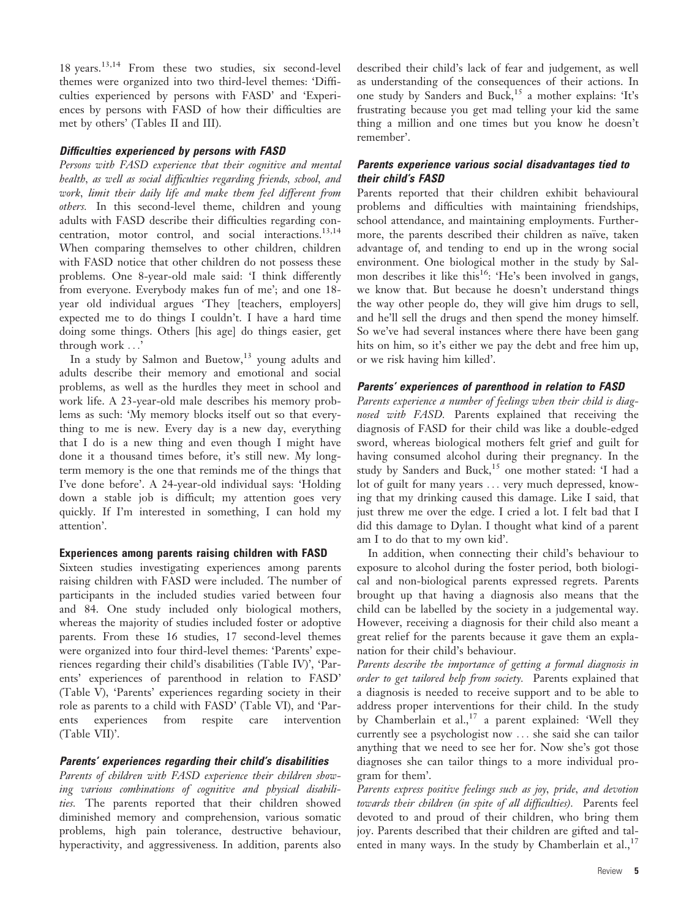18 years.[13,14] From these two studies, six second-level themes were organized into two third-level themes: 'Difficulties experienced by persons with FASD' and 'Experiences by persons with FASD of how their difficulties are met by others' (Tables II and III).

### *Difficulties experienced by persons with FASD*

*Persons with FASD experience that their cognitive and mental health, as well as social difficulties regarding friends, school, and work, limit their daily life and make them feel different from others.* In this second-level theme, children and young adults with FASD describe their difficulties regarding concentration, motor control, and social interactions.[13,14] When comparing themselves to other children, children with FASD notice that other children do not possess these problems. One 8-year-old male said: 'I think differently from everyone. Everybody makes fun of me'; and one 18-year old individual argues 'They [teachers, employers] expected me to do things I couldn't. I have a hard time doing some things. Others [his age] do things easier, get through work ...'

In a study by Salmon and Buetow,[13] young adults and adults describe their memory and emotional and social problems, as well as the hurdles they meet in school and work life. A 23-year-old male describes his memory problems as such: 'My memory blocks itself out so that everything to me is new. Every day is a new day, everything that I do is a new thing and even though I might have done it a thousand times before, it's still new. My long-term memory is the one that reminds me of the things that I've done before'. A 24-year-old individual says: 'Holding down a stable job is difficult; my attention goes very quickly. If I'm interested in something, I can hold my attention'.

## Experiences among parents raising children with FASD

Sixteen studies investigating experiences among parents raising children with FASD were included. The number of participants in the included studies varied between four and 84. One study included only biological mothers, whereas the majority of studies included foster or adoptive parents. From these 16 studies, 17 second-level themes were organized into four third-level themes: 'Parents' experiences regarding their child's disabilities (Table IV)', 'Parents' experiences of parenthood in relation to FASD' (Table V), 'Parents' experiences regarding society in their role as parents to a child with FASD' (Table VI), and 'Parents experiences from respite care intervention (Table VII)'.

### *Parents' experiences regarding their child's disabilities*

*Parents of children with FASD experience their children showing various combinations of cognitive and physical disabilities.* The parents reported that their children showed diminished memory and comprehension, various somatic problems, high pain tolerance, destructive behaviour, hyperactivity, and aggressiveness. In addition, parents also described their child's lack of fear and judgement, as well as understanding of the consequences of their actions. In one study by Sanders and Buck,[15] a mother explains: 'It's frustrating because you get mad telling your kid the same thing a million and one times but you know he doesn't remember'.

### *Parents experience various social disadvantages tied to their child's FASD*

Parents reported that their children exhibit behavioural problems and difficulties with maintaining friendships, school attendance, and maintaining employments. Furthermore, the parents described their children as naïve, taken advantage of, and tending to end up in the wrong social environment. One biological mother in the study by Salmon describes it like this[16]: 'He's been involved in gangs, we know that. But because he doesn't understand things the way other people do, they will give him drugs to sell, and he'll sell the drugs and then spend the money himself. So we've had several instances where there have been gang hits on him, so it's either we pay the debt and free him up, or we risk having him killed'.

### *Parents' experiences of parenthood in relation to FASD*

*Parents experience a number of feelings when their child is diagnosed with FASD.* Parents explained that receiving the diagnosis of FASD for their child was like a double-edged sword, whereas biological mothers felt grief and guilt for having consumed alcohol during their pregnancy. In the study by Sanders and Buck,[15] one mother stated: 'I had a lot of guilt for many years ... very much depressed, knowing that my drinking caused this damage. Like I said, that just threw me over the edge. I cried a lot. I felt bad that I did this damage to Dylan. I thought what kind of a parent am I to do that to my own kid'.

In addition, when connecting their child's behaviour to exposure to alcohol during the foster period, both biological and non-biological parents expressed regrets. Parents brought up that having a diagnosis also means that the child can be labelled by the society in a judgemental way. However, receiving a diagnosis for their child also meant a great relief for the parents because it gave them an explanation for their child's behaviour.

*Parents describe the importance of getting a formal diagnosis in order to get tailored help from society.* Parents explained that a diagnosis is needed to receive support and to be able to address proper interventions for their child. In the study by Chamberlain et al.,[17] a parent explained: 'Well they currently see a psychologist now ... she said she can tailor anything that we need to see her for. Now she's got those diagnoses she can tailor things to a more individual program for them'.

*Parents express positive feelings such as joy, pride, and devotion towards their children (in spite of all difficulties).* Parents feel devoted to and proud of their children, who bring them joy. Parents described that their children are gifted and talented in many ways. In the study by Chamberlain et al.,[17]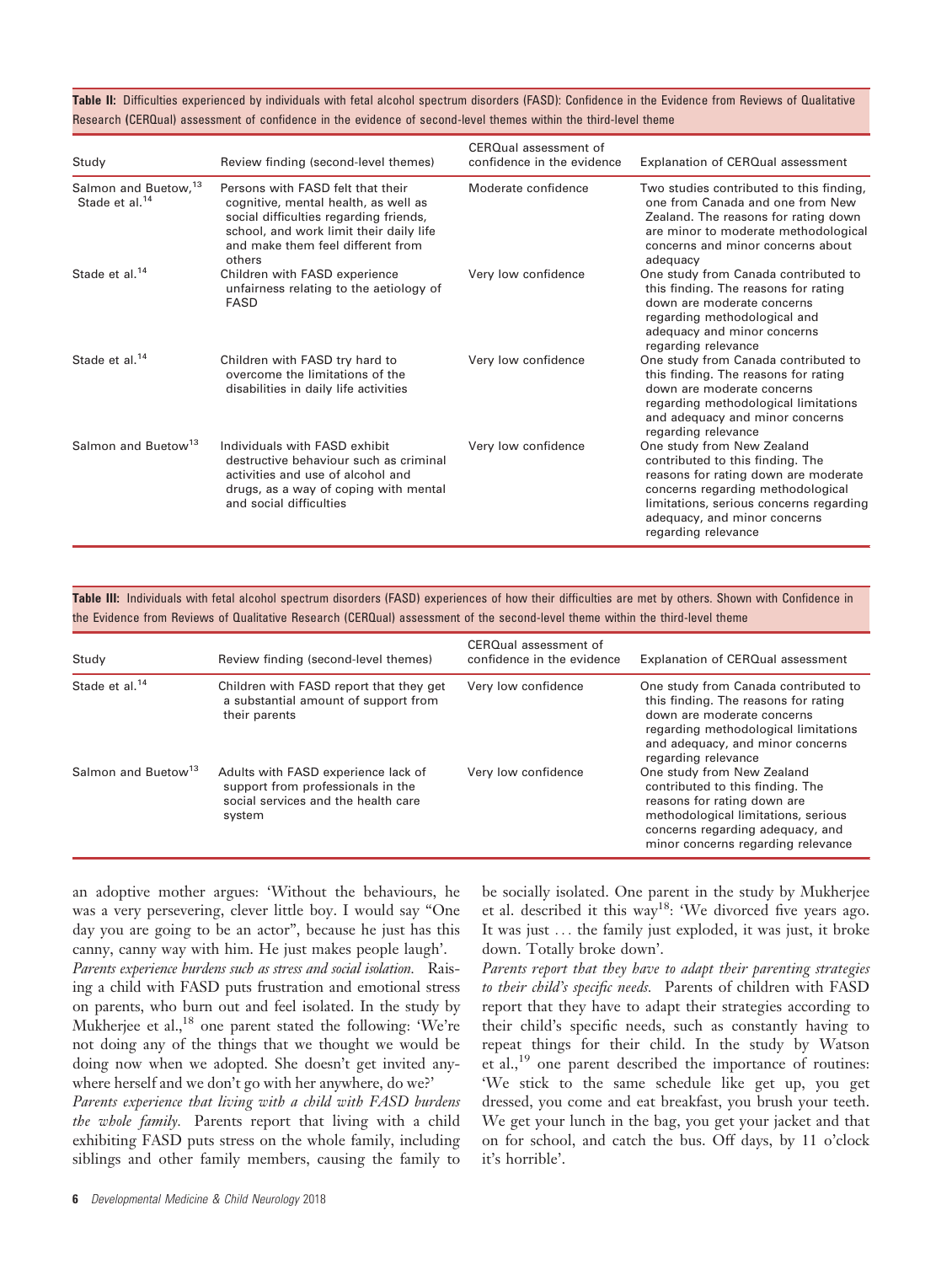**Table II:** Difficulties experienced by individuals with fetal alcohol spectrum disorders (FASD): Confidence in the Evidence from Reviews of Qualitative Research (CERQual) assessment of confidence in the evidence of second-level themes within the third-level theme

| Study | Review finding (second-level themes) | CERQual assessment of confidence in the evidence | Explanation of CERQual assessment |
|---|---|---|---|
| Salmon and Buetow,[13] Stade et al.[14] | Persons with FASD felt that their cognitive, mental health, as well as social difficulties regarding friends, school, and work limit their daily life and make them feel different from others | Moderate confidence | Two studies contributed to this finding, one from Canada and one from New Zealand. The reasons for rating down are minor to moderate methodological concerns and minor concerns about adequacy |
| Stade et al.[14] | Children with FASD experience unfairness relating to the aetiology of FASD | Very low confidence | One study from Canada contributed to this finding. The reasons for rating down are moderate concerns regarding methodological and adequacy and minor concerns regarding relevance |
| Stade et al.[14] | Children with FASD try hard to overcome the limitations of the disabilities in daily life activities | Very low confidence | One study from Canada contributed to this finding. The reasons for rating down are moderate concerns regarding methodological limitations and adequacy and minor concerns regarding relevance |
| Salmon and Buetow[13] | Individuals with FASD exhibit destructive behaviour such as criminal activities and use of alcohol and drugs, as a way of coping with mental and social difficulties | Very low confidence | One study from New Zealand contributed to this finding. The reasons for rating down are moderate concerns regarding methodological limitations, serious concerns regarding adequacy, and minor concerns regarding relevance |

**Table III:** Individuals with fetal alcohol spectrum disorders (FASD) experiences of how their difficulties are met by others. Shown with Confidence in the Evidence from Reviews of Qualitative Research (CERQual) assessment of the second-level theme within the third-level theme

| Study | Review finding (second-level themes) | CERQual assessment of confidence in the evidence | Explanation of CERQual assessment |
|---|---|---|---|
| Stade et al.[14] | Children with FASD report that they get a substantial amount of support from their parents | Very low confidence | One study from Canada contributed to this finding. The reasons for rating down are moderate concerns regarding methodological limitations and adequacy, and minor concerns regarding relevance |
| Salmon and Buetow[13] | Adults with FASD experience lack of support from professionals in the social services and the health care system | Very low confidence | One study from New Zealand contributed to this finding. The reasons for rating down are methodological limitations, serious concerns regarding adequacy, and minor concerns regarding relevance |

an adoptive mother argues: 'Without the behaviours, he was a very persevering, clever little boy. I would say "One day you are going to be an actor", because he just has this canny, canny way with him. He just makes people laugh'.

*Parents experience burdens such as stress and social isolation.* Raising a child with FASD puts frustration and emotional stress on parents, who burn out and feel isolated. In the study by Mukherjee et al.,[18] one parent stated the following: 'We're not doing any of the things that we thought we would be doing now when we adopted. She doesn't get invited anywhere herself and we don't go with her anywhere, do we?'

*Parents experience that living with a child with FASD burdens the whole family.* Parents report that living with a child exhibiting FASD puts stress on the whole family, including siblings and other family members, causing the family to be socially isolated. One parent in the study by Mukherjee et al. described it this way[18]: 'We divorced five years ago. It was just … the family just exploded, it was just, it broke down. Totally broke down'.

*Parents report that they have to adapt their parenting strategies to their child's specific needs.* Parents of children with FASD report that they have to adapt their strategies according to their child's specific needs, such as constantly having to repeat things for their child. In the study by Watson et al.,[19] one parent described the importance of routines: 'We stick to the same schedule like get up, you get dressed, you come and eat breakfast, you brush your teeth. We get your lunch in the bag, you get your jacket and that on for school, and catch the bus. Off days, by 11 o'clock it's horrible'.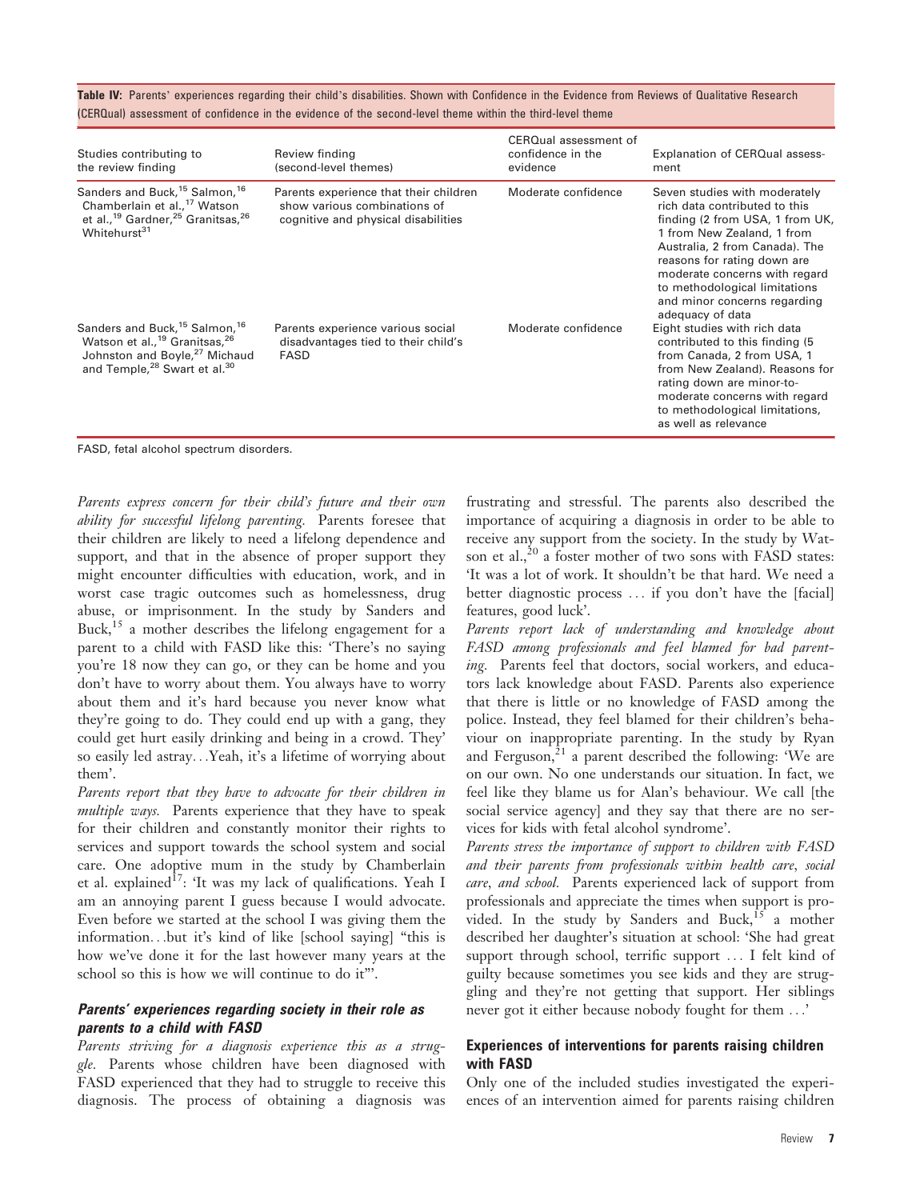**Table IV:** Parents' experiences regarding their child's disabilities. Shown with Confidence in the Evidence from Reviews of Qualitative Research (CERQual) assessment of confidence in the evidence of the second-level theme within the third-level theme

| Studies contributing to the review finding | Review finding (second-level themes) | CERQual assessment of confidence in the evidence | Explanation of CERQual assessment |
|---|---|---|---|
| Sanders and Buck,[15] Salmon,[16] Chamberlain et al.,[17] Watson et al.,[19] Gardner,[25] Granitsas,[26] Whitehurst[31] | Parents experience that their children show various combinations of cognitive and physical disabilities | Moderate confidence | Seven studies with moderately rich data contributed to this finding (2 from USA, 1 from UK, 1 from New Zealand, 1 from Australia, 2 from Canada). The reasons for rating down are moderate concerns with regard to methodological limitations and minor concerns regarding adequacy of data |
| Sanders and Buck,[15] Salmon,[16] Watson et al.,[19] Granitsas,[26] Johnston and Boyle,[27] Michaud and Temple,[28] Swart et al.[30] | Parents experience various social disadvantages tied to their child's FASD | Moderate confidence | Eight studies with rich data contributed to this finding (5 from Canada, 2 from USA, 1 from New Zealand). Reasons for rating down are minor-to-moderate concerns with regard to methodological limitations, as well as relevance |

FASD, fetal alcohol spectrum disorders.

*Parents express concern for their child's future and their own ability for successful lifelong parenting.* Parents foresee that their children are likely to need a lifelong dependence and support, and that in the absence of proper support they might encounter difficulties with education, work, and in worst case tragic outcomes such as homelessness, drug abuse, or imprisonment. In the study by Sanders and Buck,[15] a mother describes the lifelong engagement for a parent to a child with FASD like this: 'There's no saying you're 18 now they can go, or they can be home and you don't have to worry about them. You always have to worry about them and it's hard because you never know what they're going to do. They could end up with a gang, they could get hurt easily drinking and being in a crowd. They' so easily led astray…Yeah, it's a lifetime of worrying about them'.

*Parents report that they have to advocate for their children in multiple ways.* Parents experience that they have to speak for their children and constantly monitor their rights to services and support towards the school system and social care. One adoptive mum in the study by Chamberlain et al. explained[17]: 'It was my lack of qualifications. Yeah I am an annoying parent I guess because I would advocate. Even before we started at the school I was giving them the information…but it's kind of like [school saying] "this is how we've done it for the last however many years at the school so this is how we will continue to do it"'.

### Parents' experiences regarding society in their role as parents to a child with FASD

*Parents striving for a diagnosis experience this as a struggle.* Parents whose children have been diagnosed with FASD experienced that they had to struggle to receive this diagnosis. The process of obtaining a diagnosis was frustrating and stressful. The parents also described the importance of acquiring a diagnosis in order to be able to receive any support from the society. In the study by Watson et al.,[20] a foster mother of two sons with FASD states: 'It was a lot of work. It shouldn't be that hard. We need a better diagnostic process … if you don't have the [facial] features, good luck'.

*Parents report lack of understanding and knowledge about FASD among professionals and feel blamed for bad parenting.* Parents feel that doctors, social workers, and educators lack knowledge about FASD. Parents also experience that there is little or no knowledge of FASD among the police. Instead, they feel blamed for their children's behaviour on inappropriate parenting. In the study by Ryan and Ferguson,[21] a parent described the following: 'We are on our own. No one understands our situation. In fact, we feel like they blame us for Alan's behaviour. We call [the social service agency] and they say that there are no services for kids with fetal alcohol syndrome'.

*Parents stress the importance of support to children with FASD and their parents from professionals within health care, social care, and school.* Parents experienced lack of support from professionals and appreciate the times when support is provided. In the study by Sanders and Buck,[15] a mother described her daughter's situation at school: 'She had great support through school, terrific support … I felt kind of guilty because sometimes you see kids and they are struggling and they're not getting that support. Her siblings never got it either because nobody fought for them …'

### Experiences of interventions for parents raising children with FASD

Only one of the included studies investigated the experiences of an intervention aimed for parents raising children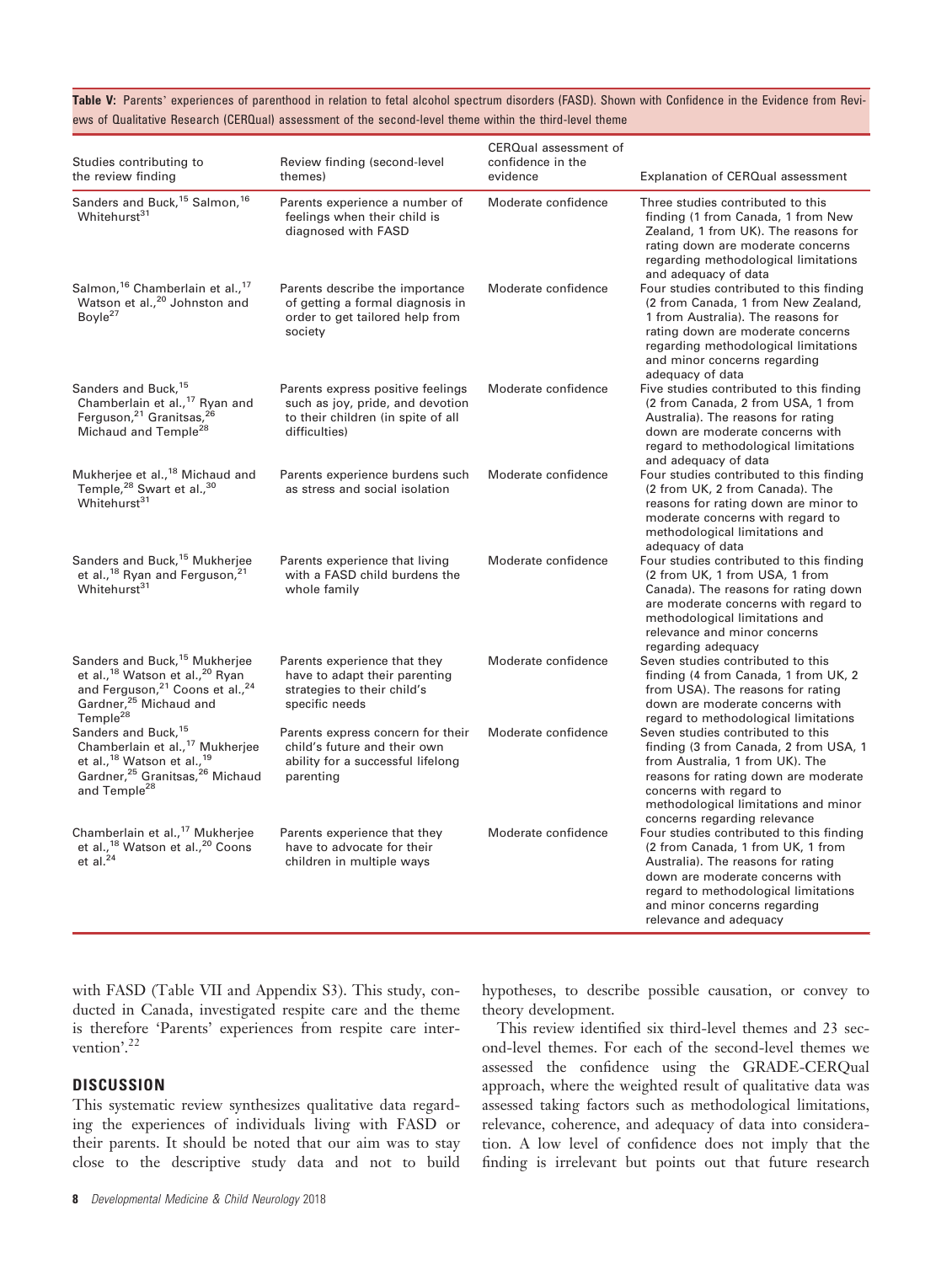**Table V:** Parents' experiences of parenthood in relation to fetal alcohol spectrum disorders (FASD). Shown with Confidence in the Evidence from Reviews of Qualitative Research (CERQual) assessment of the second-level theme within the third-level theme

| Studies contributing to the review finding | Review finding (second-level themes) | CERQual assessment of confidence in the evidence | Explanation of CERQual assessment |
|---|---|---|---|
| Sanders and Buck,[15] Salmon,[16] Whitehurst[31] | Parents experience a number of feelings when their child is diagnosed with FASD | Moderate confidence | Three studies contributed to this finding (1 from Canada, 1 from New Zealand, 1 from UK). The reasons for rating down are moderate concerns regarding methodological limitations and adequacy of data |
| Salmon,[16] Chamberlain et al.,[17] Watson et al.,[20] Johnston and Boyle[27] | Parents describe the importance of getting a formal diagnosis in order to get tailored help from society | Moderate confidence | Four studies contributed to this finding (2 from Canada, 1 from New Zealand, 1 from Australia). The reasons for rating down are moderate concerns regarding methodological limitations and minor concerns regarding adequacy of data |
| Sanders and Buck,[15] Chamberlain et al.,[17] Ryan and Ferguson,[21] Granitsas,[26] Michaud and Temple[28] | Parents express positive feelings such as joy, pride, and devotion to their children (in spite of all difficulties) | Moderate confidence | Five studies contributed to this finding (2 from Canada, 2 from USA, 1 from Australia). The reasons for rating down are moderate concerns with regard to methodological limitations and adequacy of data |
| Mukherjee et al.,[18] Michaud and Temple,[28] Swart et al.,[30] Whitehurst[31] | Parents experience burdens such as stress and social isolation | Moderate confidence | Four studies contributed to this finding (2 from UK, 2 from Canada). The reasons for rating down are minor to moderate concerns with regard to methodological limitations and adequacy of data |
| Sanders and Buck,[15] Mukherjee et al.,[18] Ryan and Ferguson,[21] Whitehurst[31] | Parents experience that living with a FASD child burdens the whole family | Moderate confidence | Four studies contributed to this finding (2 from UK, 1 from USA, 1 from Canada). The reasons for rating down are moderate concerns with regard to methodological limitations and relevance and minor concerns regarding adequacy |
| Sanders and Buck,[15] Mukherjee et al.,[18] Watson et al.,[20] Ryan and Ferguson,[21] Coons et al.,[24] Gardner,[25] Michaud and Temple[28] | Parents experience that they have to adapt their parenting strategies to their child's specific needs | Moderate confidence | Seven studies contributed to this finding (4 from Canada, 1 from UK, 2 from USA). The reasons for rating down are moderate concerns with regard to methodological limitations |
| Sanders and Buck,[15] Chamberlain et al.,[17] Mukherjee et al.,[18] Watson et al.,[19] Gardner,[25] Granitsas,[26] Michaud and Temple[28] | Parents express concern for their child's future and their own ability for a successful lifelong parenting | Moderate confidence | Seven studies contributed to this finding (3 from Canada, 2 from USA, 1 from Australia, 1 from UK). The reasons for rating down are moderate concerns with regard to methodological limitations and minor concerns regarding relevance |
| Chamberlain et al.,[17] Mukherjee et al.,[18] Watson et al.,[20] Coons et al.[24] | Parents experience that they have to advocate for their children in multiple ways | Moderate confidence | Four studies contributed to this finding (2 from Canada, 1 from UK, 1 from Australia). The reasons for rating down are moderate concerns with regard to methodological limitations and minor concerns regarding relevance and adequacy |

with FASD (Table VII and Appendix S3). This study, conducted in Canada, investigated respite care and the theme is therefore 'Parents' experiences from respite care intervention'.[22]

## DISCUSSION

This systematic review synthesizes qualitative data regarding the experiences of individuals living with FASD or their parents. It should be noted that our aim was to stay close to the descriptive study data and not to build hypotheses, to describe possible causation, or convey to theory development.

This review identified six third-level themes and 23 second-level themes. For each of the second-level themes we assessed the confidence using the GRADE-CERQual approach, where the weighted result of qualitative data was assessed taking factors such as methodological limitations, relevance, coherence, and adequacy of data into consideration. A low level of confidence does not imply that the finding is irrelevant but points out that future research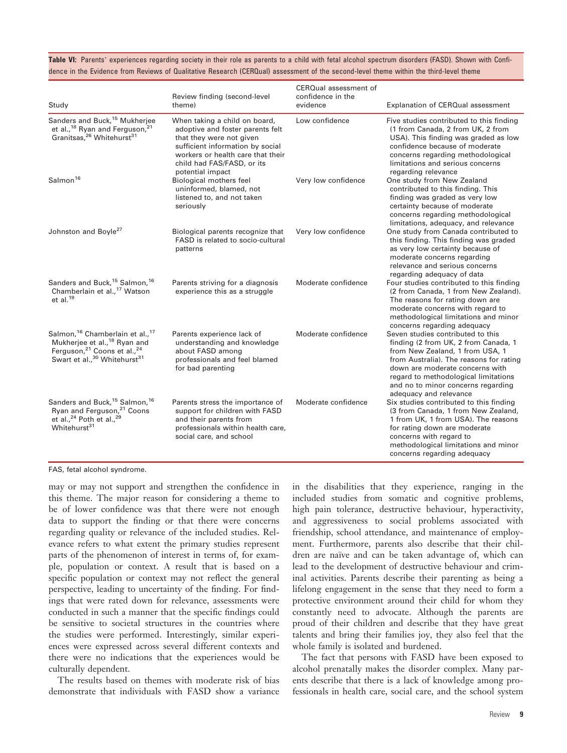**Table VI:** Parents' experiences regarding society in their role as parents to a child with fetal alcohol spectrum disorders (FASD). Shown with Confidence in the Evidence from Reviews of Qualitative Research (CERQual) assessment of the second-level theme within the third-level theme

| Study | Review finding (second-level theme) | CERQual assessment of confidence in the evidence | Explanation of CERQual assessment |
|---|---|---|---|
| Sanders and Buck,[15] Mukherjee et al.,[18] Ryan and Ferguson,[21] Granitsas,[26] Whitehurst[31] | When taking a child on board, adoptive and foster parents felt that they were not given sufficient information by social workers or health care that their child had FAS/FASD, or its potential impact | Low confidence | Five studies contributed to this finding (1 from Canada, 2 from UK, 2 from USA). This finding was graded as low confidence because of moderate concerns regarding methodological limitations and serious concerns regarding relevance |
| Salmon[16] | Biological mothers feel uninformed, blamed, not listened to, and not taken seriously | Very low confidence | One study from New Zealand contributed to this finding. This finding was graded as very low certainty because of moderate concerns regarding methodological limitations, adequacy, and relevance |
| Johnston and Boyle[27] | Biological parents recognize that FASD is related to socio-cultural patterns | Very low confidence | One study from Canada contributed to this finding. This finding was graded as very low certainty because of moderate concerns regarding relevance and serious concerns regarding adequacy of data |
| Sanders and Buck,[15] Salmon,[16] Chamberlain et al.,[17] Watson et al.[19] | Parents striving for a diagnosis experience this as a struggle | Moderate confidence | Four studies contributed to this finding (2 from Canada, 1 from New Zealand). The reasons for rating down are moderate concerns with regard to methodological limitations and minor concerns regarding adequacy |
| Salmon,[16] Chamberlain et al.,[17] Mukherjee et al.,[18] Ryan and Ferguson,[21] Coons et al.,[24] Swart et al.,[30] Whitehurst[31] | Parents experience lack of understanding and knowledge about FASD among professionals and feel blamed for bad parenting | Moderate confidence | Seven studies contributed to this finding (2 from UK, 2 from Canada, 1 from New Zealand, 1 from USA, 1 from Australia). The reasons for rating down are moderate concerns with regard to methodological limitations and no to minor concerns regarding adequacy and relevance |
| Sanders and Buck,[15] Salmon,[16] Ryan and Ferguson,[21] Coons et al.,[24] Poth et al.,[29] Whitehurst[31] | Parents stress the importance of support for children with FASD and their parents from professionals within health care, social care, and school | Moderate confidence | Six studies contributed to this finding (3 from Canada, 1 from New Zealand, 1 from UK, 1 from USA). The reasons for rating down are moderate concerns with regard to methodological limitations and minor concerns regarding adequacy |

FAS, fetal alcohol syndrome.

may or may not support and strengthen the confidence in this theme. The major reason for considering a theme to be of lower confidence was that there were not enough data to support the finding or that there were concerns regarding quality or relevance of the included studies. Relevance refers to what extent the primary studies represent parts of the phenomenon of interest in terms of, for example, population or context. A result that is based on a specific population or context may not reflect the general perspective, leading to uncertainty of the finding. For findings that were rated down for relevance, assessments were conducted in such a manner that the specific findings could be sensitive to societal structures in the countries where the studies were performed. Interestingly, similar experiences were expressed across several different contexts and there were no indications that the experiences would be culturally dependent.

The results based on themes with moderate risk of bias demonstrate that individuals with FASD show a variance in the disabilities that they experience, ranging in the included studies from somatic and cognitive problems, high pain tolerance, destructive behaviour, hyperactivity, and aggressiveness to social problems associated with friendship, school attendance, and maintenance of employment. Furthermore, parents also describe that their children are naïve and can be taken advantage of, which can lead to the development of destructive behaviour and criminal activities. Parents describe their parenting as being a lifelong engagement in the sense that they need to form a protective environment around their child for whom they constantly need to advocate. Although the parents are proud of their children and describe that they have great talents and bring their families joy, they also feel that the whole family is isolated and burdened.

The fact that persons with FASD have been exposed to alcohol prenatally makes the disorder complex. Many parents describe that there is a lack of knowledge among professionals in health care, social care, and the school system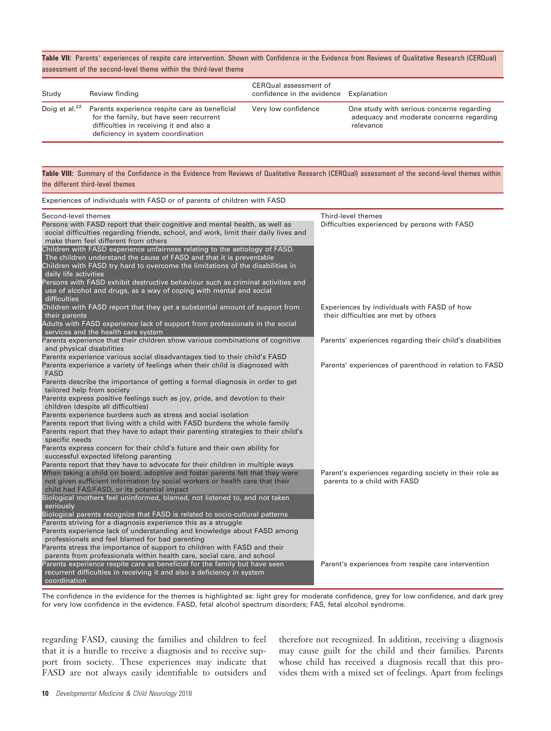**Table VII:** Parents' experiences of respite care intervention. Shown with Confidence in the Evidence from Reviews of Qualitative Research (CERQual) assessment of the second-level theme within the third-level theme

| Study | Review finding | CERQual assessment of confidence in the evidence | Explanation |
|---|---|---|---|
| Doig et al.[22] | Parents experience respite care as beneficial for the family, but have seen recurrent difficulties in receiving it and also a deficiency in system coordination | Very low confidence | One study with serious concerns regarding adequacy and moderate concerns regarding relevance |

**Table VIII:** Summary of the Confidence in the Evidence from Reviews of Qualitative Research (CERQual) assessment of the second-level themes within the different third-level themes

Experiences of individuals with FASD or of parents of children with FASD

| Second-level themes | Third-level themes |
|---|---|
| Persons with FASD report that their cognitive and mental health, as well as social difficulties regarding friends, school, and work, limit their daily lives and make them feel different from others | Difficulties experienced by persons with FASD |
| Children with FASD experience unfairness relating to the aetiology of FASD. The children understand the cause of FASD and that it is preventable | |
| Children with FASD try hard to overcome the limitations of the disabilities in daily life activities | |
| Persons with FASD exhibit destructive behaviour such as criminal activities and use of alcohol and drugs, as a way of coping with mental and social difficulties | |
| Children with FASD report that they get a substantial amount of support from their parents | Experiences by individuals with FASD of how their difficulties are met by others |
| Adults with FASD experience lack of support from professionals in the social services and the health care system | |
| Parents experience that their children show various combinations of cognitive and physical disabilities | Parents' experiences regarding their child's disabilities |
| Parents experience various social disadvantages tied to their child's FASD | |
| Parents experience a variety of feelings when their child is diagnosed with FASD | Parents' experiences of parenthood in relation to FASD |
| Parents describe the importance of getting a formal diagnosis in order to get tailored help from society | |
| Parents express positive feelings such as joy, pride, and devotion to their children (despite all difficulties) | |
| Parents experience burdens such as stress and social isolation | |
| Parents report that living with a child with FASD burdens the whole family | |
| Parents report that they have to adapt their parenting strategies to their child's specific needs | |
| Parents express concern for their child's future and their own ability for successful expected lifelong parenting | |
| Parents report that they have to advocate for their children in multiple ways | |
| When taking a child on board, adoptive and foster parents felt that they were not given sufficient information by social workers or health care that their child had FAS/FASD, or its potential impact | Parent's experiences regarding society in their role as parents to a child with FASD |
| Biological mothers feel uninformed, blamed, not listened to, and not taken seriously | |
| Biological parents recognize that FASD is related to socio-cultural patterns | |
| Parents striving for a diagnosis experience this as a struggle | |
| Parents experience lack of understanding and knowledge about FASD among professionals and feel blamed for bad parenting | |
| Parents stress the importance of support to children with FASD and their parents from professionals within health care, social care, and school | |
| Parents experience respite care as beneficial for the family but have seen recurrent difficulties in receiving it and also a deficiency in system coordination | Parent's experiences from respite care intervention |

The confidence in the evidence for the themes is highlighted as: light grey for moderate confidence, grey for low confidence, and dark grey for very low confidence in the evidence. FASD, fetal alcohol spectrum disorders; FAS, fetal alcohol syndrome.

regarding FASD, causing the families and children to feel that it is a hurdle to receive a diagnosis and to receive support from society. These experiences may indicate that FASD are not always easily identifiable to outsiders and therefore not recognized. In addition, receiving a diagnosis may cause guilt for the child and their families. Parents whose child has received a diagnosis recall that this provides them with a mixed set of feelings. Apart from feelings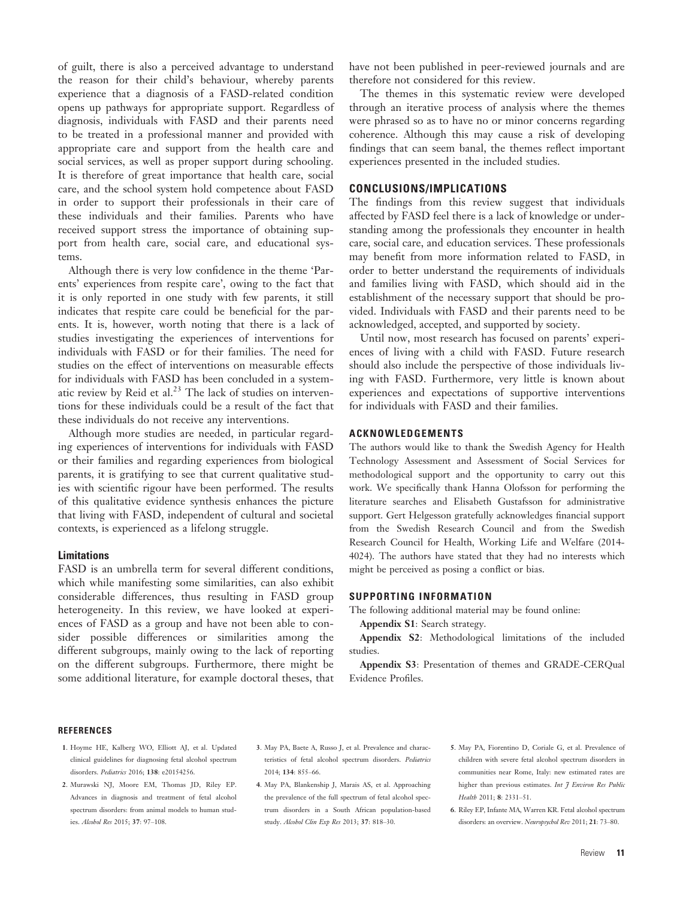of guilt, there is also a perceived advantage to understand the reason for their child's behaviour, whereby parents experience that a diagnosis of a FASD-related condition opens up pathways for appropriate support. Regardless of diagnosis, individuals with FASD and their parents need to be treated in a professional manner and provided with appropriate care and support from the health care and social services, as well as proper support during schooling. It is therefore of great importance that health care, social care, and the school system hold competence about FASD in order to support their professionals in their care of these individuals and their families. Parents who have received support stress the importance of obtaining support from health care, social care, and educational systems.

Although there is very low confidence in the theme 'Parents' experiences from respite care', owing to the fact that it is only reported in one study with few parents, it still indicates that respite care could be beneficial for the parents. It is, however, worth noting that there is a lack of studies investigating the experiences of interventions for individuals with FASD or for their families. The need for studies on the effect of interventions on measurable effects for individuals with FASD has been concluded in a systematic review by Reid et al.[23] The lack of studies on interventions for these individuals could be a result of the fact that these individuals do not receive any interventions.

Although more studies are needed, in particular regarding experiences of interventions for individuals with FASD or their families and regarding experiences from biological parents, it is gratifying to see that current qualitative studies with scientific rigour have been performed. The results of this qualitative evidence synthesis enhances the picture that living with FASD, independent of cultural and societal contexts, is experienced as a lifelong struggle.

### Limitations

FASD is an umbrella term for several different conditions, which while manifesting some similarities, can also exhibit considerable differences, thus resulting in FASD group heterogeneity. In this review, we have looked at experiences of FASD as a group and have not been able to consider possible differences or similarities among the different subgroups, mainly owing to the lack of reporting on the different subgroups. Furthermore, there might be some additional literature, for example doctoral theses, that have not been published in peer-reviewed journals and are therefore not considered for this review.

The themes in this systematic review were developed through an iterative process of analysis where the themes were phrased so as to have no or minor concerns regarding coherence. Although this may cause a risk of developing findings that can seem banal, the themes reflect important experiences presented in the included studies.

## CONCLUSIONS/IMPLICATIONS

The findings from this review suggest that individuals affected by FASD feel there is a lack of knowledge or understanding among the professionals they encounter in health care, social care, and education services. These professionals may benefit from more information related to FASD, in order to better understand the requirements of individuals and families living with FASD, which should aid in the establishment of the necessary support that should be provided. Individuals with FASD and their parents need to be acknowledged, accepted, and supported by society.

Until now, most research has focused on parents' experiences of living with a child with FASD. Future research should also include the perspective of those individuals living with FASD. Furthermore, very little is known about experiences and expectations of supportive interventions for individuals with FASD and their families.

## ACKNOWLEDGEMENTS

The authors would like to thank the Swedish Agency for Health Technology Assessment and Assessment of Social Services for methodological support and the opportunity to carry out this work. We specifically thank Hanna Olofsson for performing the literature searches and Elisabeth Gustafsson for administrative support. Gert Helgesson gratefully acknowledges financial support from the Swedish Research Council and from the Swedish Research Council for Health, Working Life and Welfare (2014-4024). The authors have stated that they had no interests which might be perceived as posing a conflict or bias.

## SUPPORTING INFORMATION

The following additional material may be found online:

**Appendix S1**: Search strategy.

**Appendix S2**: Methodological limitations of the included studies.

**Appendix S3**: Presentation of themes and GRADE-CERQual Evidence Profiles.

## REFERENCES

1. Hoyme HE, Kalberg WO, Elliott AJ, et al. Updated clinical guidelines for diagnosing fetal alcohol spectrum disorders. *Pediatrics* 2016; **138**: e20154256.
2. Murawski NJ, Moore EM, Thomas JD, Riley EP. Advances in diagnosis and treatment of fetal alcohol spectrum disorders: from animal models to human studies. *Alcohol Res* 2015; **37**: 97–108.
3. May PA, Baete A, Russo J, et al. Prevalence and characteristics of fetal alcohol spectrum disorders. *Pediatrics* 2014; **134**: 855–66.
4. May PA, Blankenship J, Marais AS, et al. Approaching the prevalence of the full spectrum of fetal alcohol spectrum disorders in a South African population-based study. *Alcohol Clin Exp Res* 2013; **37**: 818–30.
5. May PA, Fiorentino D, Coriale G, et al. Prevalence of children with severe fetal alcohol spectrum disorders in communities near Rome, Italy: new estimated rates are higher than previous estimates. *Int J Environ Res Public Health* 2011; **8**: 2331–51.
6. Riley EP, Infante MA, Warren KR. Fetal alcohol spectrum disorders: an overview. *Neuropsychol Rev* 2011; **21**: 73–80.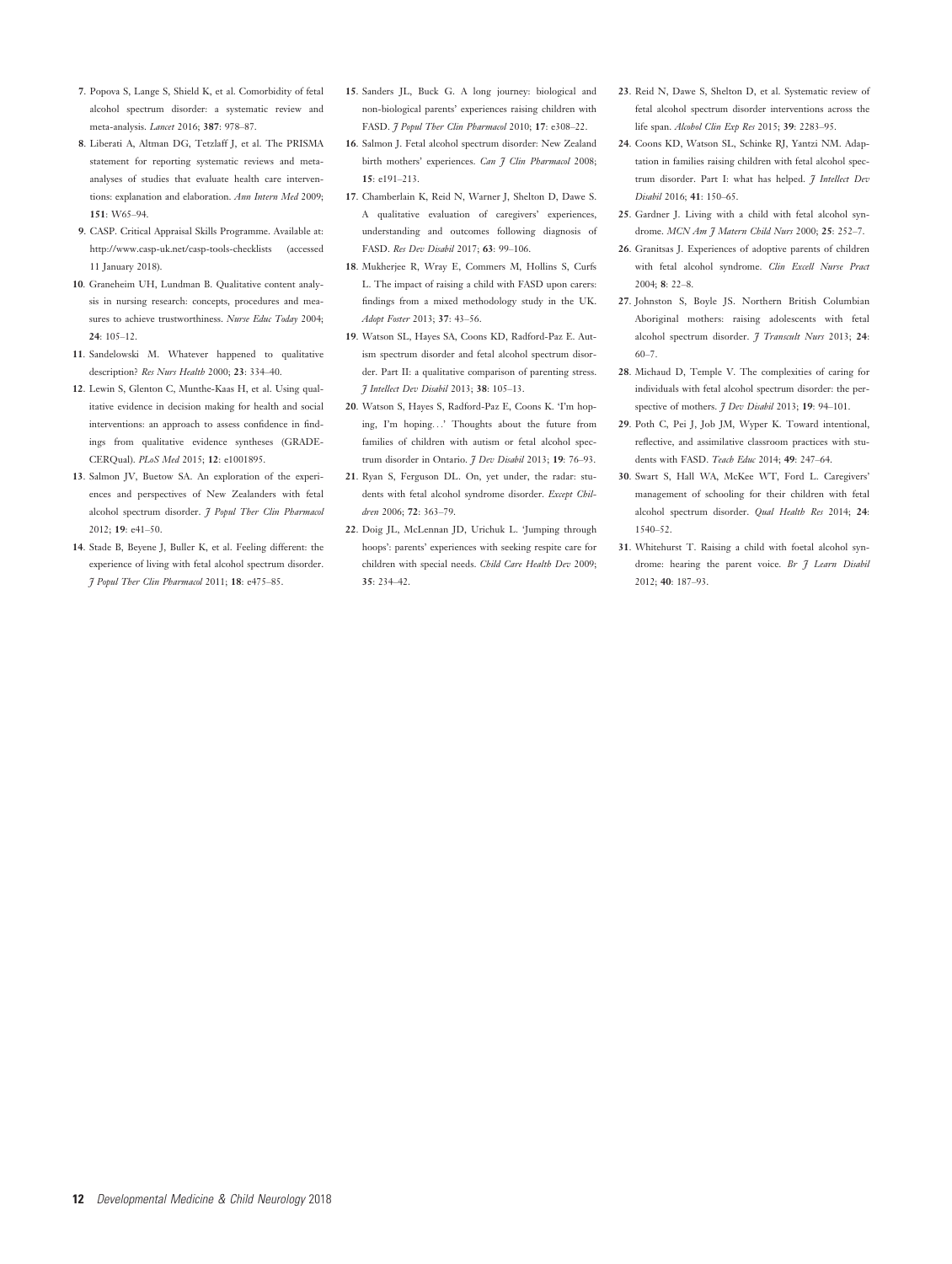7. Popova S, Lange S, Shield K, et al. Comorbidity of fetal alcohol spectrum disorder: a systematic review and meta-analysis. *Lancet* 2016; **387**: 978–87.
8. Liberati A, Altman DG, Tetzlaff J, et al. The PRISMA statement for reporting systematic reviews and meta-analyses of studies that evaluate health care interventions: explanation and elaboration. *Ann Intern Med* 2009; **151**: W65–94.
9. CASP. Critical Appraisal Skills Programme. Available at: http://www.casp-uk.net/casp-tools-checklists (accessed 11 January 2018).
10. Graneheim UH, Lundman B. Qualitative content analysis in nursing research: concepts, procedures and measures to achieve trustworthiness. *Nurse Educ Today* 2004; **24**: 105–12.
11. Sandelowski M. Whatever happened to qualitative description? *Res Nurs Health* 2000; **23**: 334–40.
12. Lewin S, Glenton C, Munthe-Kaas H, et al. Using qualitative evidence in decision making for health and social interventions: an approach to assess confidence in findings from qualitative evidence syntheses (GRADE-CERQual). *PLoS Med* 2015; **12**: e1001895.
13. Salmon JV, Buetow SA. An exploration of the experiences and perspectives of New Zealanders with fetal alcohol spectrum disorder. *J Popul Ther Clin Pharmacol* 2012; **19**: e41–50.
14. Stade B, Beyene J, Buller K, et al. Feeling different: the experience of living with fetal alcohol spectrum disorder. *J Popul Ther Clin Pharmacol* 2011; **18**: e475–85.
15. Sanders JL, Buck G. A long journey: biological and non-biological parents' experiences raising children with FASD. *J Popul Ther Clin Pharmacol* 2010; **17**: e308–22.
16. Salmon J. Fetal alcohol spectrum disorder: New Zealand birth mothers' experiences. *Can J Clin Pharmacol* 2008; **15**: e191–213.
17. Chamberlain K, Reid N, Warner J, Shelton D, Dawe S. A qualitative evaluation of caregivers' experiences, understanding and outcomes following diagnosis of FASD. *Res Dev Disabil* 2017; **63**: 99–106.
18. Mukherjee R, Wray E, Commers M, Hollins S, Curfs L. The impact of raising a child with FASD upon carers: findings from a mixed methodology study in the UK. *Adopt Foster* 2013; **37**: 43–56.
19. Watson SL, Hayes SA, Coons KD, Radford-Paz E. Autism spectrum disorder and fetal alcohol spectrum disorder. Part II: a qualitative comparison of parenting stress. *J Intellect Dev Disabil* 2013; **38**: 105–13.
20. Watson S, Hayes S, Radford-Paz E, Coons K. 'I'm hoping, I'm hoping…' Thoughts about the future from families of children with autism or fetal alcohol spectrum disorder in Ontario. *J Dev Disabil* 2013; **19**: 76–93.
21. Ryan S, Ferguson DL. On, yet under, the radar: students with fetal alcohol syndrome disorder. *Except Children* 2006; **72**: 363–79.
22. Doig JL, McLennan JD, Urichuk L. 'Jumping through hoops': parents' experiences with seeking respite care for children with special needs. *Child Care Health Dev* 2009; **35**: 234–42.
23. Reid N, Dawe S, Shelton D, et al. Systematic review of fetal alcohol spectrum disorder interventions across the life span. *Alcohol Clin Exp Res* 2015; **39**: 2283–95.
24. Coons KD, Watson SL, Schinke RJ, Yantzi NM. Adaptation in families raising children with fetal alcohol spectrum disorder. Part I: what has helped. *J Intellect Dev Disabil* 2016; **41**: 150–65.
25. Gardner J. Living with a child with fetal alcohol syndrome. *MCN Am J Matern Child Nurs* 2000; **25**: 252–7.
26. Granitsas J. Experiences of adoptive parents of children with fetal alcohol syndrome. *Clin Excell Nurse Pract* 2004; **8**: 22–8.
27. Johnston S, Boyle JS. Northern British Columbian Aboriginal mothers: raising adolescents with fetal alcohol spectrum disorder. *J Transcult Nurs* 2013; **24**: 60–7.
28. Michaud D, Temple V. The complexities of caring for individuals with fetal alcohol spectrum disorder: the perspective of mothers. *J Dev Disabil* 2013; **19**: 94–101.
29. Poth C, Pei J, Job JM, Wyper K. Toward intentional, reflective, and assimilative classroom practices with students with FASD. *Teach Educ* 2014; **49**: 247–64.
30. Swart S, Hall WA, McKee WT, Ford L. Caregivers' management of schooling for their children with fetal alcohol spectrum disorder. *Qual Health Res* 2014; **24**: 1540–52.
31. Whitehurst T. Raising a child with foetal alcohol syndrome: hearing the parent voice. *Br J Learn Disabil* 2012; **40**: 187–93.